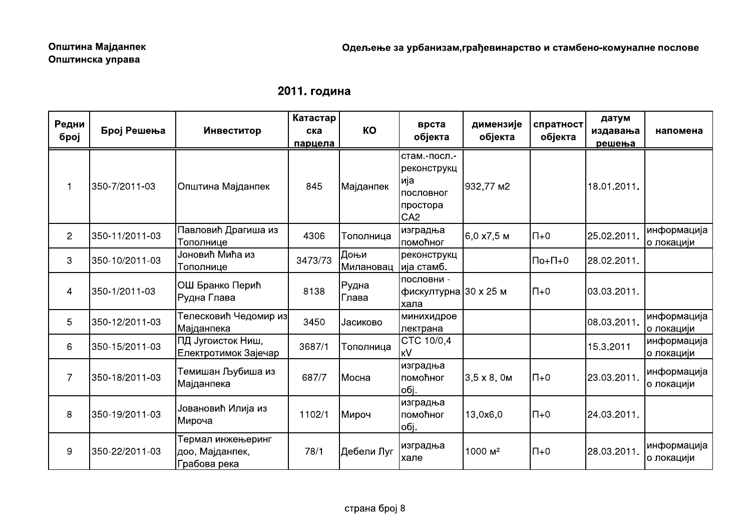**Општина Мајданпек**
**Општинска управа**

**Одељење за урбанизам,грађевинарство и стамбено-комуналне послове**

## 2011. година

| Редни број | Број Решења | Инвеститор | Катастарска парцела | КО | врста објекта | димензије објекта | спратност објекта | датум издавања решења | напомена |
|---|---|---|---|---|---|---|---|---|---|
| 1 | 350-7/2011-03 | Општина Мајданпек | 845 | Мајданпек | стам.-посл.-реконструкција пословног простора СА2 | 932,77 м2 | | 18.01.2011. | |
| 2 | 350-11/2011-03 | Павловић Драгиша из Тополнице | 4306 | Тополница | изградња помоћног | 6,0 х7,5 м | П+0 | 25.02.2011. | информација о локацији |
| 3 | 350-10/2011-03 | Јоновић Мића из Тополнице | 3473/73 | Доњи Милановац | реконструкција стамб. | | По+П+0 | 28.02.2011. | |
| 4 | 350-1/2011-03 | ОШ Бранко Перић Рудна Глава | 8138 | Рудна Глава | пословни - фискултурна хала | 30 х 25 м | П+0 | 03.03.2011. | |
| 5 | 350-12/2011-03 | Телесковић Чедомир из Мајданпека | 3450 | Јасиково | минихидроелектрана | | | 08.03.2011. | информација о локацији |
| 6 | 350-15/2011-03 | ПД Југоисток Ниш, Електротимок Зајечар | 3687/1 | Тополница | СТС 10/0,4 кV | | | 15.3.2011 | информација о локацији |
| 7 | 350-18/2011-03 | Темишан Љубиша из Мајданпека | 687/7 | Мосна | изградња помоћног обј. | 3,5 х 8, 0м | П+0 | 23.03.2011. | информација о локацији |
| 8 | 350-19/2011-03 | Јовановић Илија из Мироча | 1102/1 | Мироч | изградња помоћног обј. | 13,0х6,0 | П+0 | 24.03.2011. | |
| 9 | 350-22/2011-03 | Термал инжењеринг доо, Мајданпек, Грабова река | 78/1 | Дебели Луг | изградња хале | 1000 м² | П+0 | 28.03.2011. | информација о локацији |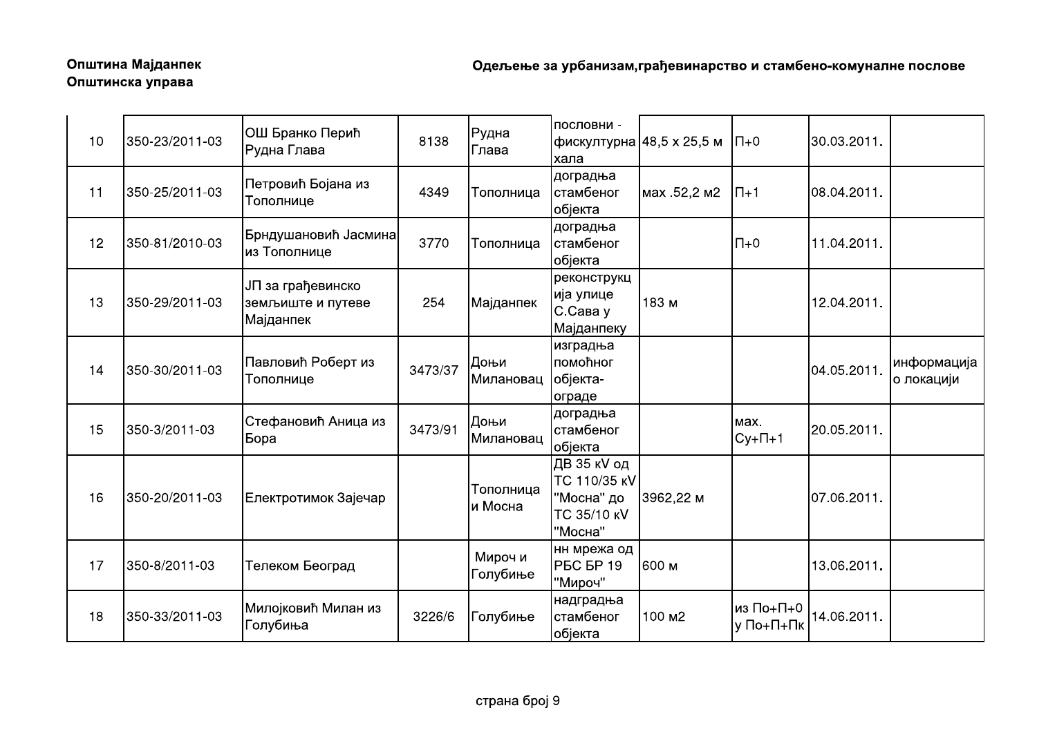**Општина Мајданпек**
**Општинска управа**

**Одељење за урбанизам,грађевинарство и стамбено-комуналне послове**

| | | | | | | | | | |
|---|---|---|---|---|---|---|---|---|---|
| 10 | 350-23/2011-03 | ОШ Бранко Перић Рудна Глава | 8138 | Рудна Глава | пословни - фискултурна хала | 48,5 х 25,5 м | П+0 | 30.03.2011. | |
| 11 | 350-25/2011-03 | Петровић Бојана из Тополнице | 4349 | Тополница | доградња стамбеног објекта | мах .52,2 м2 | П+1 | 08.04.2011. | |
| 12 | 350-81/2010-03 | Брндушановић Јасмина из Тополнице | 3770 | Тополница | доградња стамбеног објекта | | П+0 | 11.04.2011. | |
| 13 | 350-29/2011-03 | ЈП за грађевинско земљиште и путеве Мајданпек | 254 | Мајданпек | реконструкција улице С.Сава у Мајданпеку | 183 м | | 12.04.2011. | |
| 14 | 350-30/2011-03 | Павловић Роберт из Тополнице | 3473/37 | Доњи Милановац | изградња помоћног објекта-ограде | | | 04.05.2011. | информација о локацији |
| 15 | 350-3/2011-03 | Стефановић Аница из Бора | 3473/91 | Доњи Милановац | доградња стамбеног објекта | | мах. Су+П+1 | 20.05.2011. | |
| 16 | 350-20/2011-03 | Електротимок Зајечар | | Тополница и Мосна | ДВ 35 кV од ТС 110/35 кV "Мосна" до ТС 35/10 кV "Мосна" | 3962,22 м | | 07.06.2011. | |
| 17 | 350-8/2011-03 | Телеком Београд | | Мироч и Голубиње | нн мрежа од РБС БР 19 "Мироч" | 600 м | | 13.06.2011. | |
| 18 | 350-33/2011-03 | Милојковић Милан из Голубиња | 3226/6 | Голубиње | надградња стамбеног објекта | 100 м2 | из По+П+0 у По+П+Пк | 14.06.2011. | |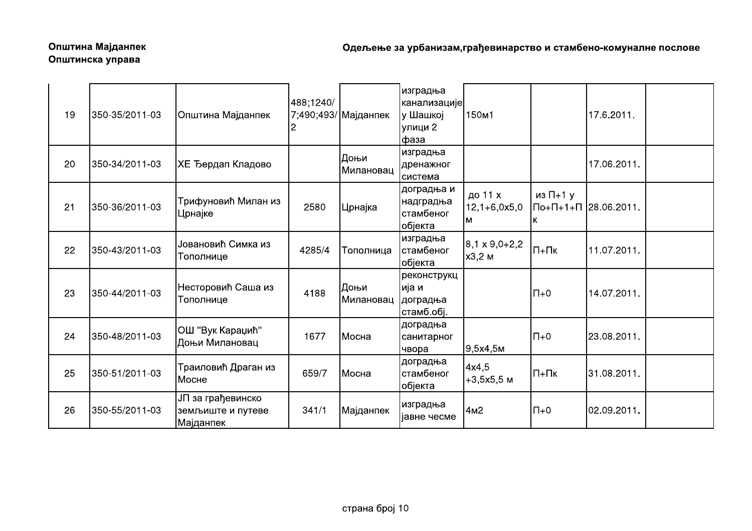**Општина Мајданпек**
**Општинска управа**

**Одељење за урбанизам,грађевинарство и стамбено-комуналне послове**

| | | | | | | | | | |
|---|---|---|---|---|---|---|---|---|---|
| 19 | 350-35/2011-03 | Општина Мајданпек | 488;1240/7;490;493/2 | Мајданпек | изградња канализације у Шашкој улици 2 фаза | 150м1 | | 17.6.2011. | |
| 20 | 350-34/2011-03 | ХЕ Ђердап Кладово | | Доњи Милановац | изградња дренажног система | | | 17.06.2011. | |
| 21 | 350-36/2011-03 | Трифуновић Милан из Црнајке | 2580 | Црнајка | доградња и надградња стамбеног објекта | до 11 х 12,1+6,0х5,0 м | из П+1 у По+П+1+Пк | 28.06.2011. | |
| 22 | 350-43/2011-03 | Јовановић Симка из Тополнице | 4285/4 | Тополница | изградња стамбеног објекта | 8,1 х 9,0+2,2 х3,2 м | П+Пк | 11.07.2011. | |
| 23 | 350-44/2011-03 | Несторовић Саша из Тополнице | 4188 | Доњи Милановац | реконструкција и доградња стамб.обј. | | П+0 | 14.07.2011. | |
| 24 | 350-48/2011-03 | ОШ "Вук Караџић" Доњи Милановац | 1677 | Мосна | доградња санитарног чвора | 9,5х4,5м | П+0 | 23.08.2011. | |
| 25 | 350-51/2011-03 | Траиловић Драган из Мосне | 659/7 | Мосна | доградња стамбеног објекта | 4х4,5 +3,5х5,5 м | П+Пк | 31.08.2011. | |
| 26 | 350-55/2011-03 | ЈП за грађевинско земљиште и путеве Мајданпек | 341/1 | Мајданпек | изградња јавне чесме | 4м2 | П+0 | 02.09.2011. | |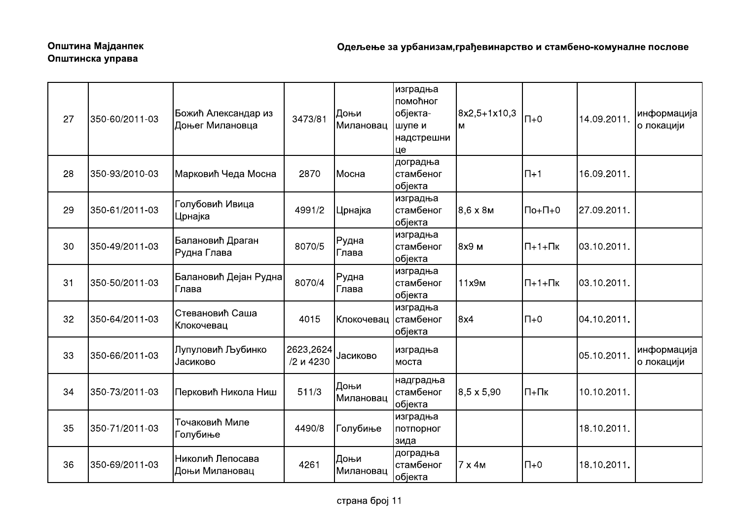**Општина Мајданпек**
**Општинска управа**

**Одељење за урбанизам,грађевинарство и стамбено-комуналне послове**

| | | | | | | | | | |
|---|---|---|---|---|---|---|---|---|---|
| 27 | 350-60/2011-03 | Божић Александар из Доњег Милановца | 3473/81 | Доњи Милановац | изградња помоћног објекта-шупе и надстрешнице | 8x2,5+1x10,3 м | П+0 | 14.09.2011. | информација о локацији |
| 28 | 350-93/2010-03 | Марковић Чеда Мосна | 2870 | Мосна | доградња стамбеног објекта | | П+1 | 16.09.2011. | |
| 29 | 350-61/2011-03 | Голубовић Ивица Црнајка | 4991/2 | Црнајка | изградња стамбеног објекта | 8,6 x 8м | По+П+0 | 27.09.2011. | |
| 30 | 350-49/2011-03 | Балановић Драган Рудна Глава | 8070/5 | Рудна Глава | изградња стамбеног објекта | 8x9 м | П+1+Пк | 03.10.2011. | |
| 31 | 350-50/2011-03 | Балановић Дејан Рудна Глава | 8070/4 | Рудна Глава | изградња стамбеног објекта | 11x9м | П+1+Пк | 03.10.2011. | |
| 32 | 350-64/2011-03 | Стевановић Саша Клокочевац | 4015 | Клокочевац | изградња стамбеног објекта | 8x4 | П+0 | 04.10.2011. | |
| 33 | 350-66/2011-03 | Лупуловић Љубинко Јасиково | 2623,2624 /2 и 4230 | Јасиково | изградња моста | | | 05.10.2011. | информација о локацији |
| 34 | 350-73/2011-03 | Перковић Никола Ниш | 511/3 | Доњи Милановац | надградња стамбеног објекта | 8,5 x 5,90 | П+Пк | 10.10.2011. | |
| 35 | 350-71/2011-03 | Точаковић Миле Голубиње | 4490/8 | Голубиње | изградња потпорног зида | | | 18.10.2011. | |
| 36 | 350-69/2011-03 | Николић Лепосава Доњи Милановац | 4261 | Доњи Милановац | доградња стамбеног објекта | 7 x 4м | П+0 | 18.10.2011. | |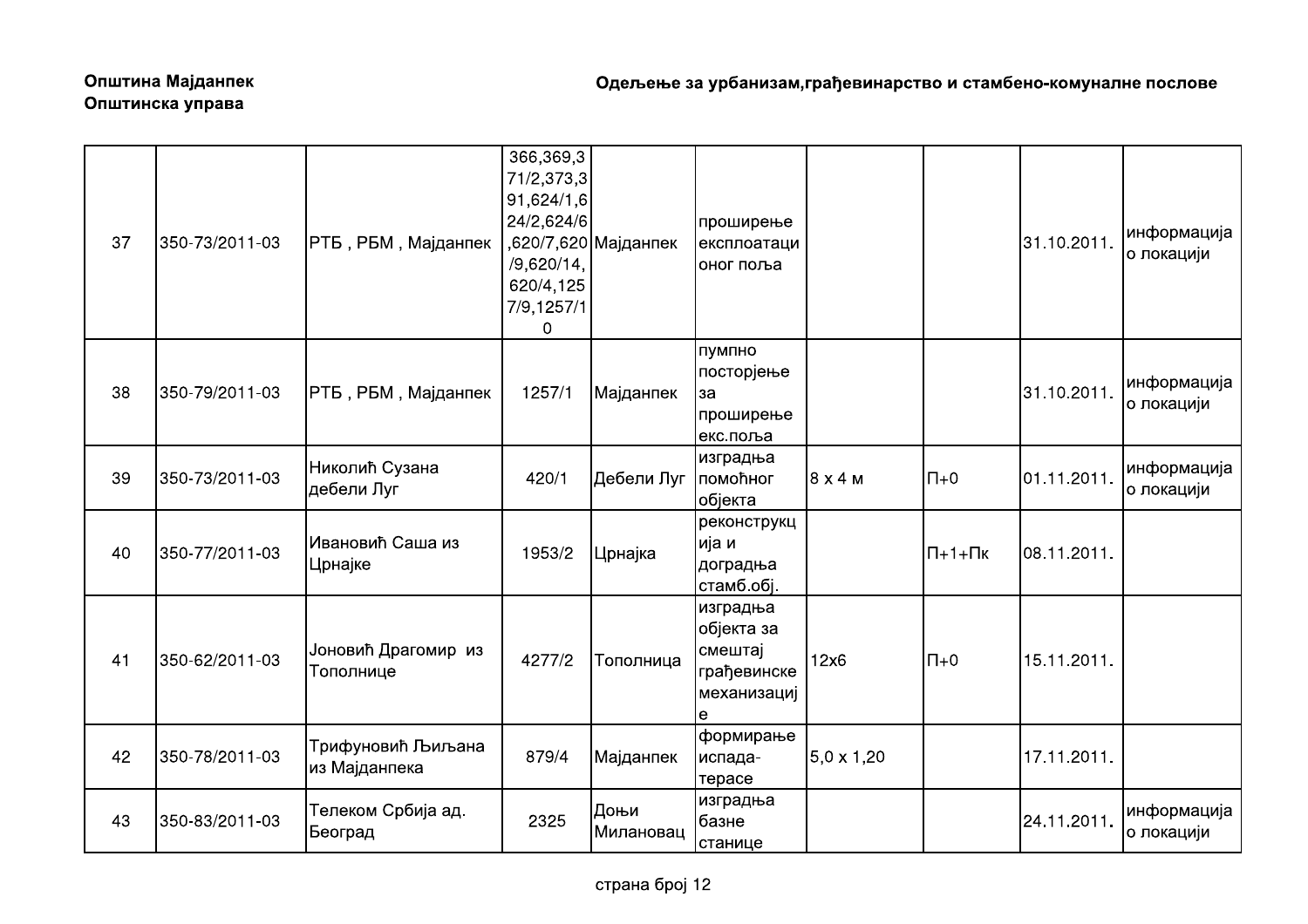**Општина Мајданпек**
**Општинска управа**

**Одељење за урбанизам,грађевинарство и стамбено-комуналне послове**

| | | | | | | | | | |
|---|---|---|---|---|---|---|---|---|---|
| 37 | 350-73/2011-03 | РТБ , РБМ , Мајданпек | 366,369,371/2,373,391,624/1,624/2,624/6,620/7,620/9,620/14,620/4,1257/9,1257/10 | Мајданпек | проширење експлоатационог поља | | | 31.10.2011. | информација о локацији |
| 38 | 350-79/2011-03 | РТБ , РБМ , Мајданпек | 1257/1 | Мајданпек | пумпно посторјење за проширење екс.поља | | | 31.10.2011. | информација о локацији |
| 39 | 350-73/2011-03 | Николић Сузана дебели Луг | 420/1 | Дебели Луг | изградња помоћног објекта | 8 x 4 м | П+0 | 01.11.2011. | информација о локацији |
| 40 | 350-77/2011-03 | Ивановић Саша из Црнајке | 1953/2 | Црнајка | реконструкција и доградња стамб.обј. | | П+1+Пк | 08.11.2011. | |
| 41 | 350-62/2011-03 | Јоновић Драгомир из Тополнице | 4277/2 | Тополница | изградња објекта за смештај грађевинске механизације | 12x6 | П+0 | 15.11.2011. | |
| 42 | 350-78/2011-03 | Трифуновић Љиљана из Мајданпека | 879/4 | Мајданпек | формирање испада-терасе | 5,0 x 1,20 | | 17.11.2011. | |
| 43 | 350-83/2011-03 | Телеком Србија ад. Београд | 2325 | Доњи Милановац | изградња базне станице | | | 24.11.2011. | информација о локацији |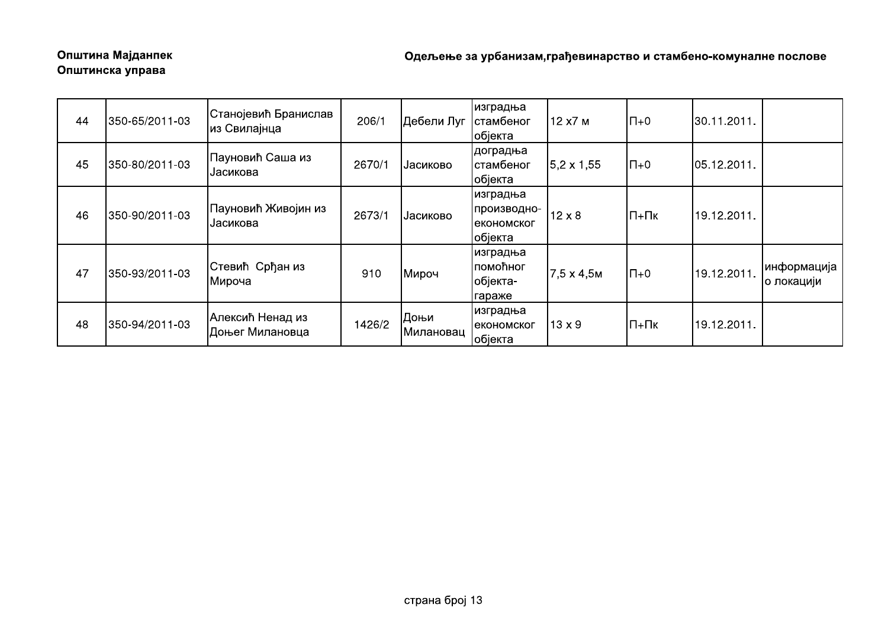**Општина Мајданпек**
**Општинска управа**

**Одељење за урбанизам,грађевинарство и стамбено-комуналне послове**

| | | | | | | | | | |
|---|---|---|---|---|---|---|---|---|---|
| 44 | 350-65/2011-03 | Станојевић Бранислав из Свилајнца | 206/1 | Дебели Луг | изградња стамбеног објекта | 12 х7 м | П+0 | 30.11.2011. | |
| 45 | 350-80/2011-03 | Пауновић Саша из Јасикова | 2670/1 | Јасиково | доградња стамбеног објекта | 5,2 х 1,55 | П+0 | 05.12.2011. | |
| 46 | 350-90/2011-03 | Пауновић Живојин из Јасикова | 2673/1 | Јасиково | изградња производно-економског објекта | 12 х 8 | П+Пк | 19.12.2011. | |
| 47 | 350-93/2011-03 | Стевић Срђан из Мироча | 910 | Мироч | изградња помоћног објекта-гараже | 7,5 х 4,5м | П+0 | 19.12.2011. | информација о локацији |
| 48 | 350-94/2011-03 | Алексић Ненад из Доњег Милановца | 1426/2 | Доњи Милановац | изградња економског објекта | 13 х 9 | П+Пк | 19.12.2011. | |